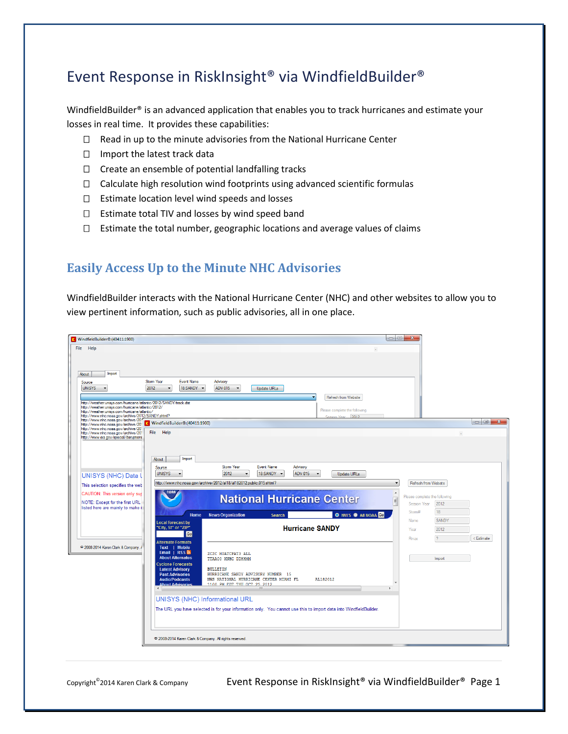# Event Response in RiskInsight® via WindfieldBuilder®

WindfieldBuilder® is an advanced application that enables you to track hurricanes and estimate your losses in real time. It provides these capabilities:

- Read in up to the minute advisories from the National Hurricane Center
- Import the latest track data
- Create an ensemble of potential landfalling tracks
- Calculate high resolution wind footprints using advanced scientific formulas
- Estimate location level wind speeds and losses
- Estimate total TIV and losses by wind speed band
- Estimate the total number, geographic locations and average values of claims

## Easily Access Up to the Minute NHC Advisories

WindfieldBuilder interacts with the National Hurricane Center (NHC) and other websites to allow you to view pertinent information, such as public advisories, all in one place.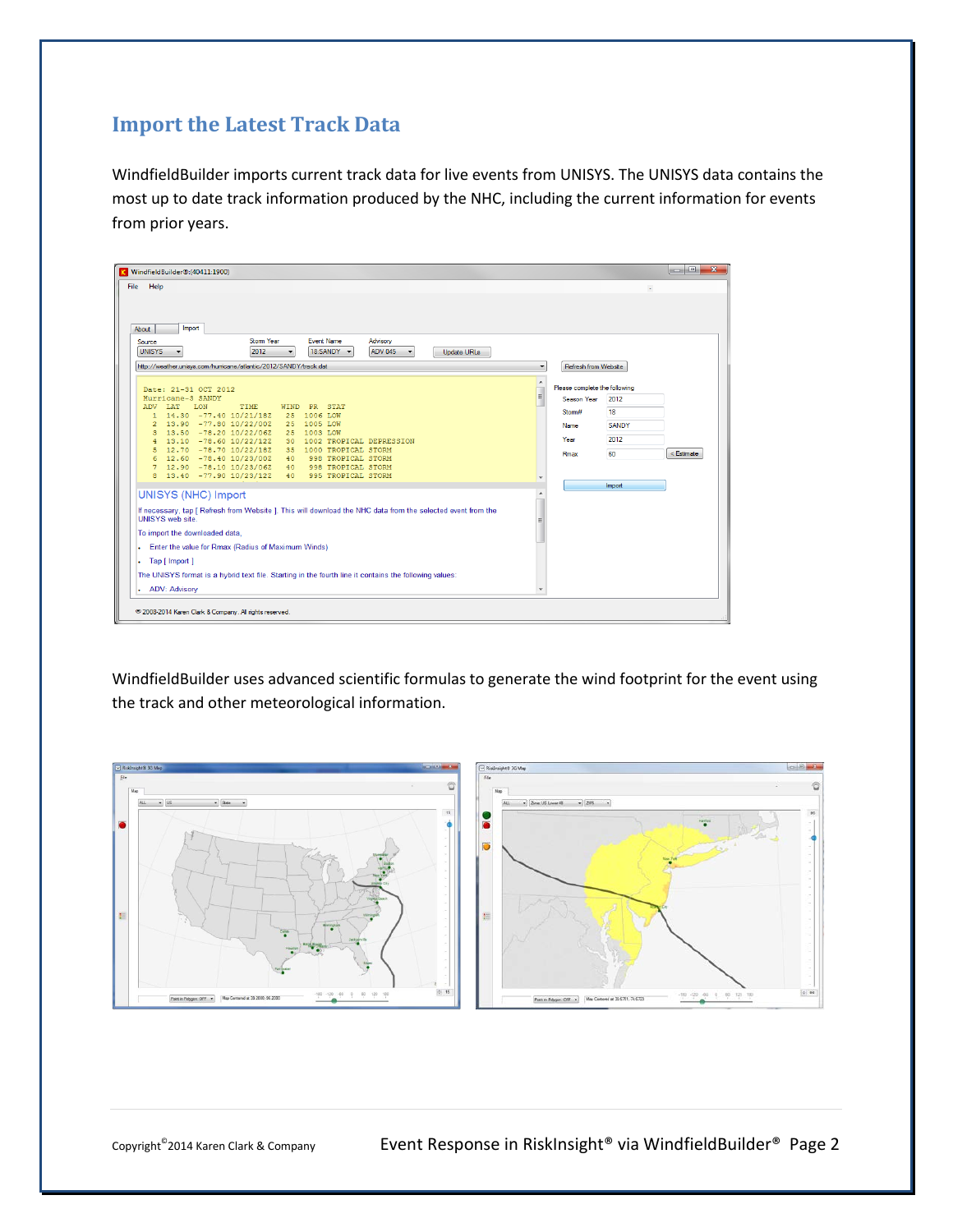## Import the Latest Track Data

WindfieldBuilder imports current track data for live events from UNISYS. The UNISYS data contains the most up to date track information produced by the NHC, including the current information for events from prior years.

WindfieldBuilder uses advanced scientific formulas to generate the wind footprint for the event using the track and other meteorological information.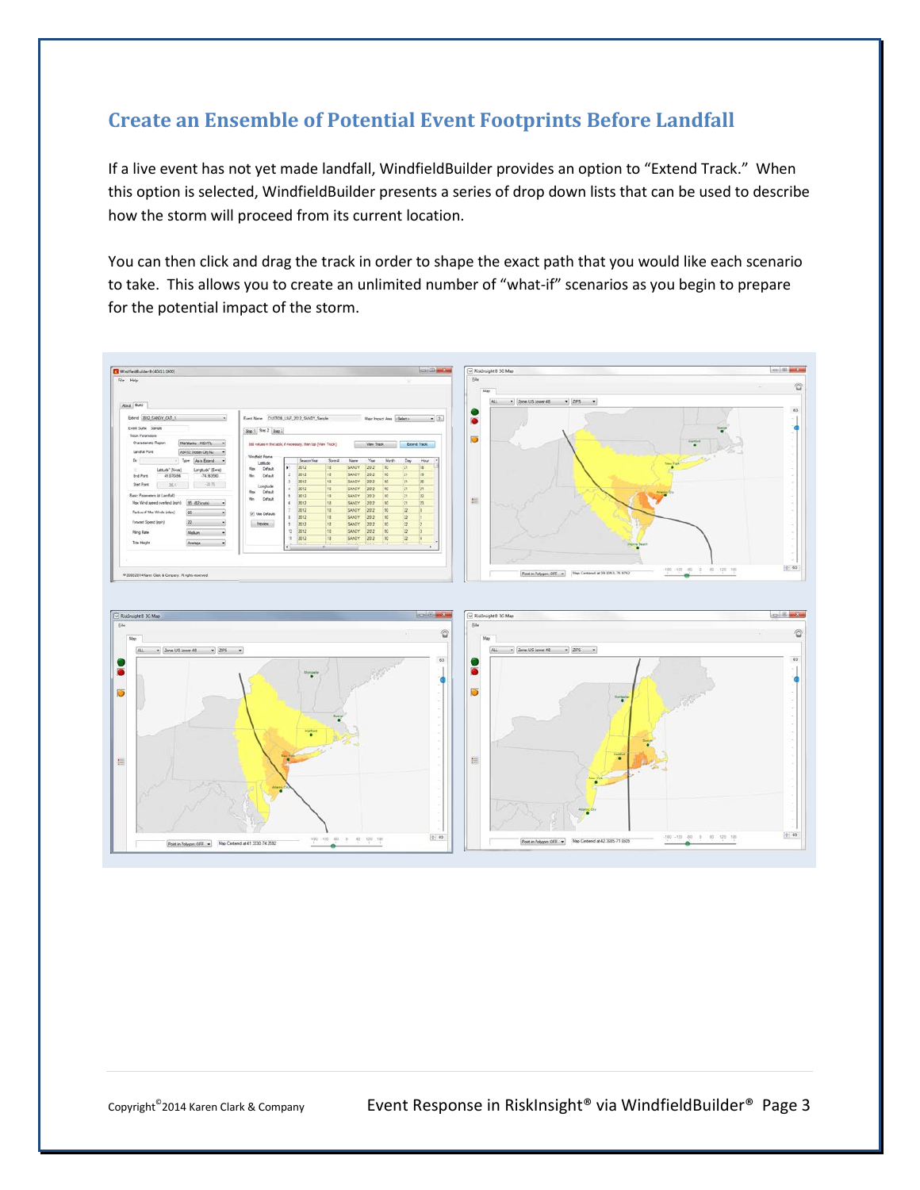## Create an Ensemble of Potential Event Footprints Before Landfall

If a live event has not yet made landfall, WindfieldBuilder provides an option to “Extend Track.” When this option is selected, WindfieldBuilder presents a series of drop down lists that can be used to describe how the storm will proceed from its current location.

You can then click and drag the track in order to shape the exact path that you would like each scenario to take. This allows you to create an unlimited number of “what-if” scenarios as you begin to prepare for the potential impact of the storm.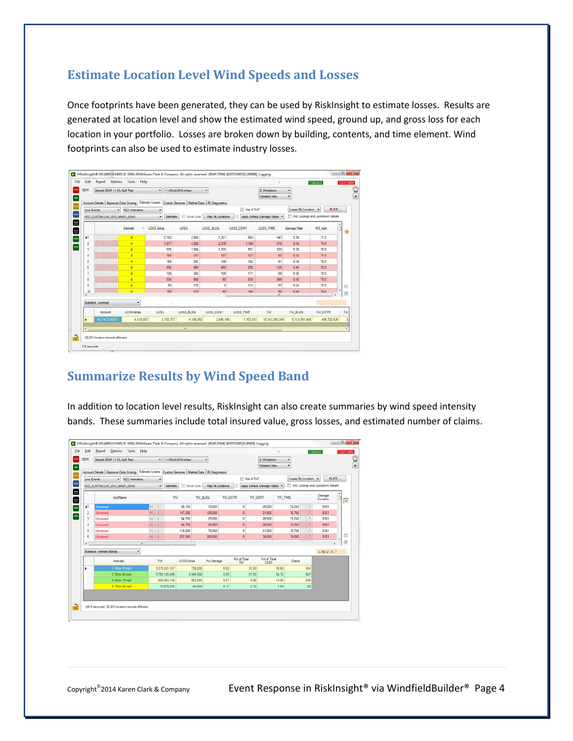## Estimate Location Level Wind Speeds and Losses

Once footprints have been generated, they can be used by RiskInsight to estimate losses. Results are generated at location level and show the estimated wind speed, ground up, and gross loss for each location in your portfolio. Losses are broken down by building, contents, and time element. Wind footprints can also be used to estimate industry losses.

## Summarize Results by Wind Speed Band

In addition to location level results, RiskInsight can also create summaries by wind speed intensity bands. These summaries include total insured value, gross losses, and estimated number of claims.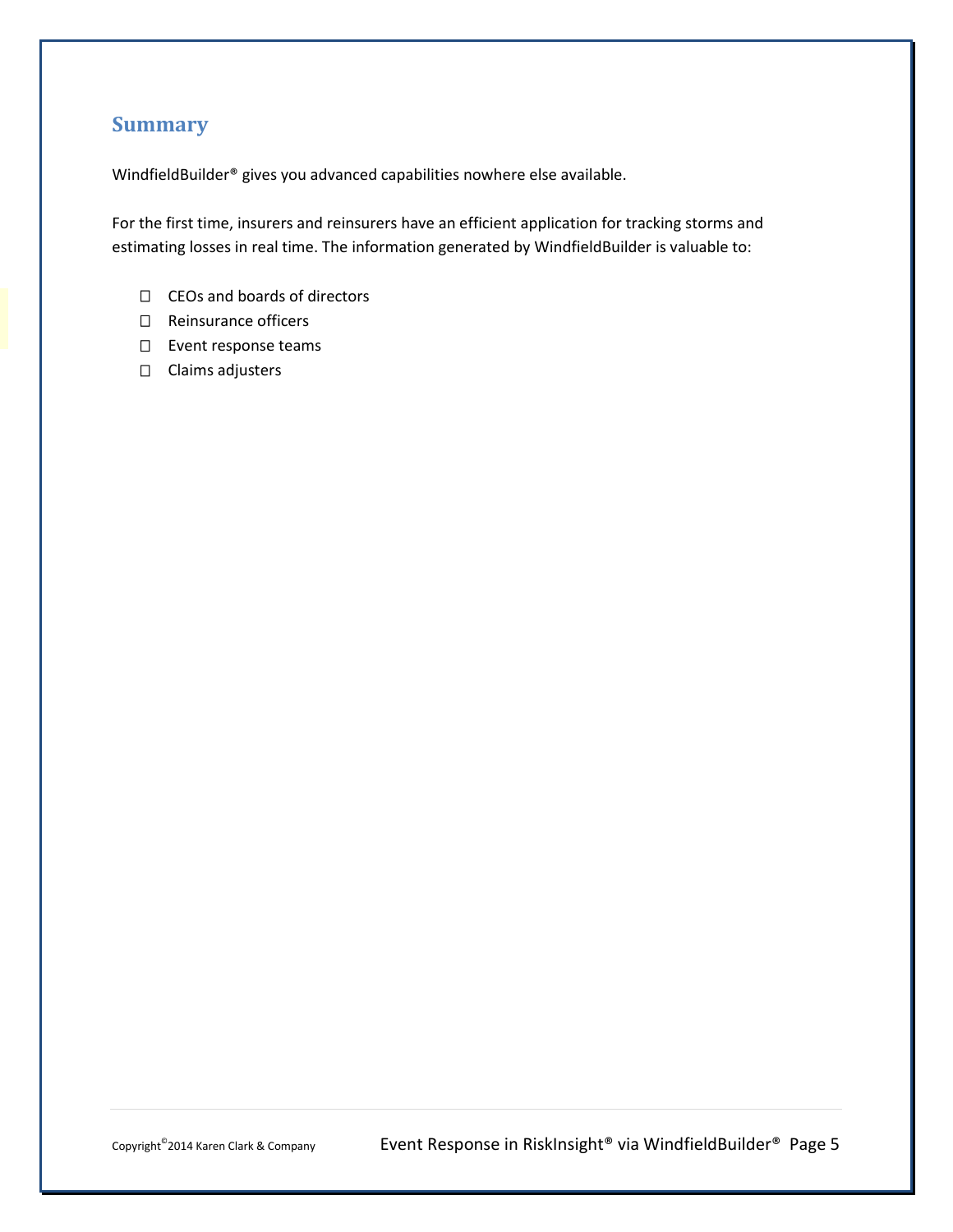## Summary

WindfieldBuilder® gives you advanced capabilities nowhere else available.

For the first time, insurers and reinsurers have an efficient application for tracking storms and estimating losses in real time. The information generated by WindfieldBuilder is valuable to:

- CEOs and boards of directors
- Reinsurance officers
- Event response teams
- Claims adjusters